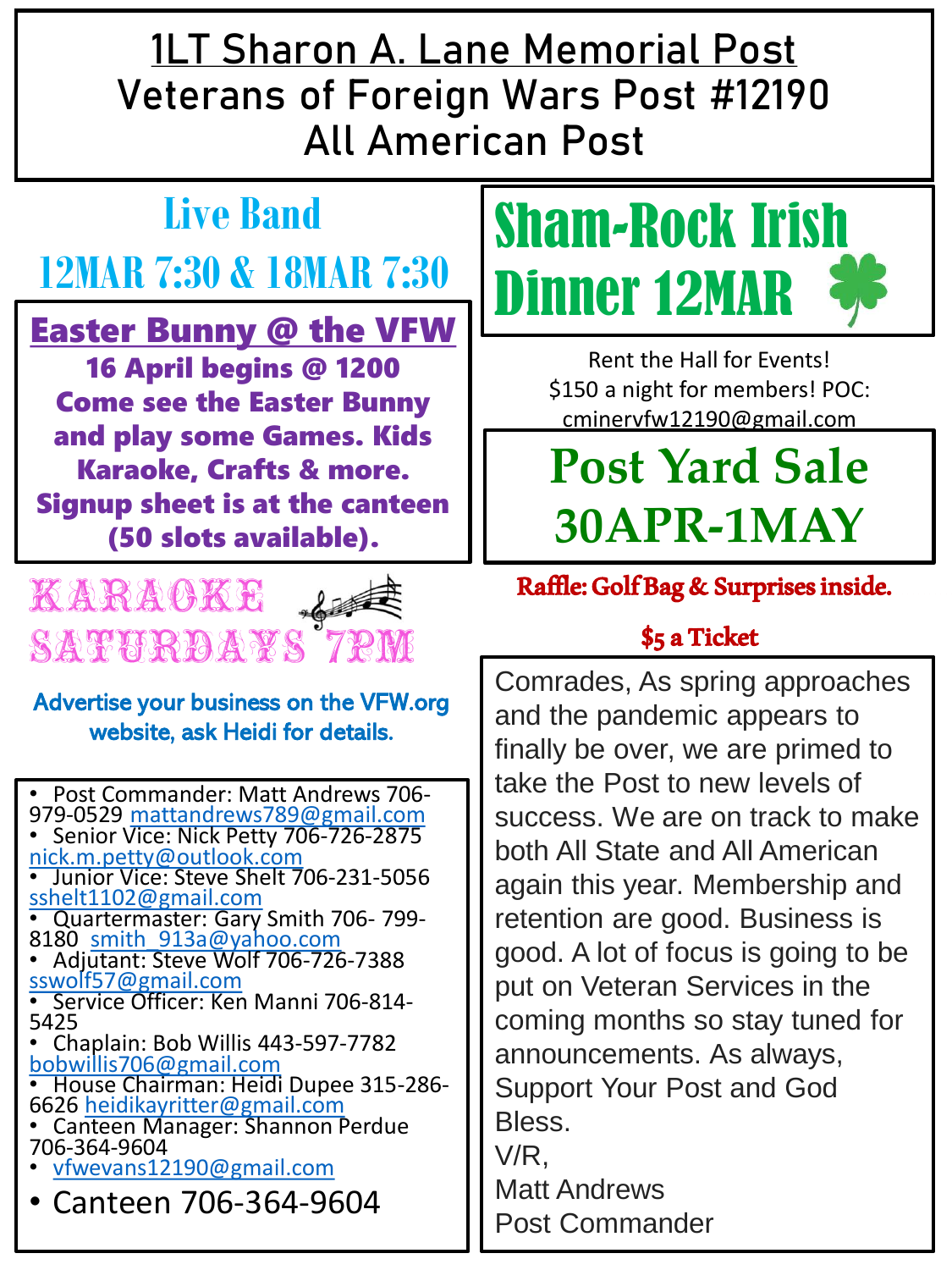# 1LT Sharon A. Lane Memorial Post
# Veterans of Foreign Wars Post #12190
# All American Post

## Live Band
## 12MAR 7:30 & 18MAR 7:30

## Sham-Rock Irish Dinner 12MAR

### Easter Bunny @ the VFW

**16 April begins @ 1200**
**Come see the Easter Bunny and play some Games. Kids Karaoke, Crafts & more. Signup sheet is at the canteen (50 slots available).**

Rent the Hall for Events!
$150 a night for members! POC: cminervfw12190@gmail.com

## Post Yard Sale 30APR-1MAY

**Raffle: Golf Bag & Surprises inside.**

**$5 a Ticket**

## KARAOKE SATURDAYS 7PM

Advertise your business on the VFW.org website, ask Heidi for details.

- Post Commander: Matt Andrews 706-979-0529 mattandrews789@gmail.com
- Senior Vice: Nick Petty 706-726-2875 nick.m.petty@outlook.com
- Junior Vice: Steve Shelt 706-231-5056 sshelt1102@gmail.com
- Quartermaster: Gary Smith 706- 799-8180 smith_913a@yahoo.com
- Adjutant: Steve Wolf 706-726-7388 sswolf57@gmail.com
- Service Officer: Ken Manni 706-814-5425
- Chaplain: Bob Willis 443-597-7782 bobwillis706@gmail.com
- House Chairman: Heidi Dupee 315-286-6626 heidikayritter@gmail.com
- Canteen Manager: Shannon Perdue 706-364-9604
- vfwevans12190@gmail.com
- Canteen 706-364-9604

Comrades, As spring approaches and the pandemic appears to finally be over, we are primed to take the Post to new levels of success. We are on track to make both All State and All American again this year. Membership and retention are good. Business is good. A lot of focus is going to be put on Veteran Services in the coming months so stay tuned for announcements. As always, Support Your Post and God Bless.

V/R,
Matt Andrews
Post Commander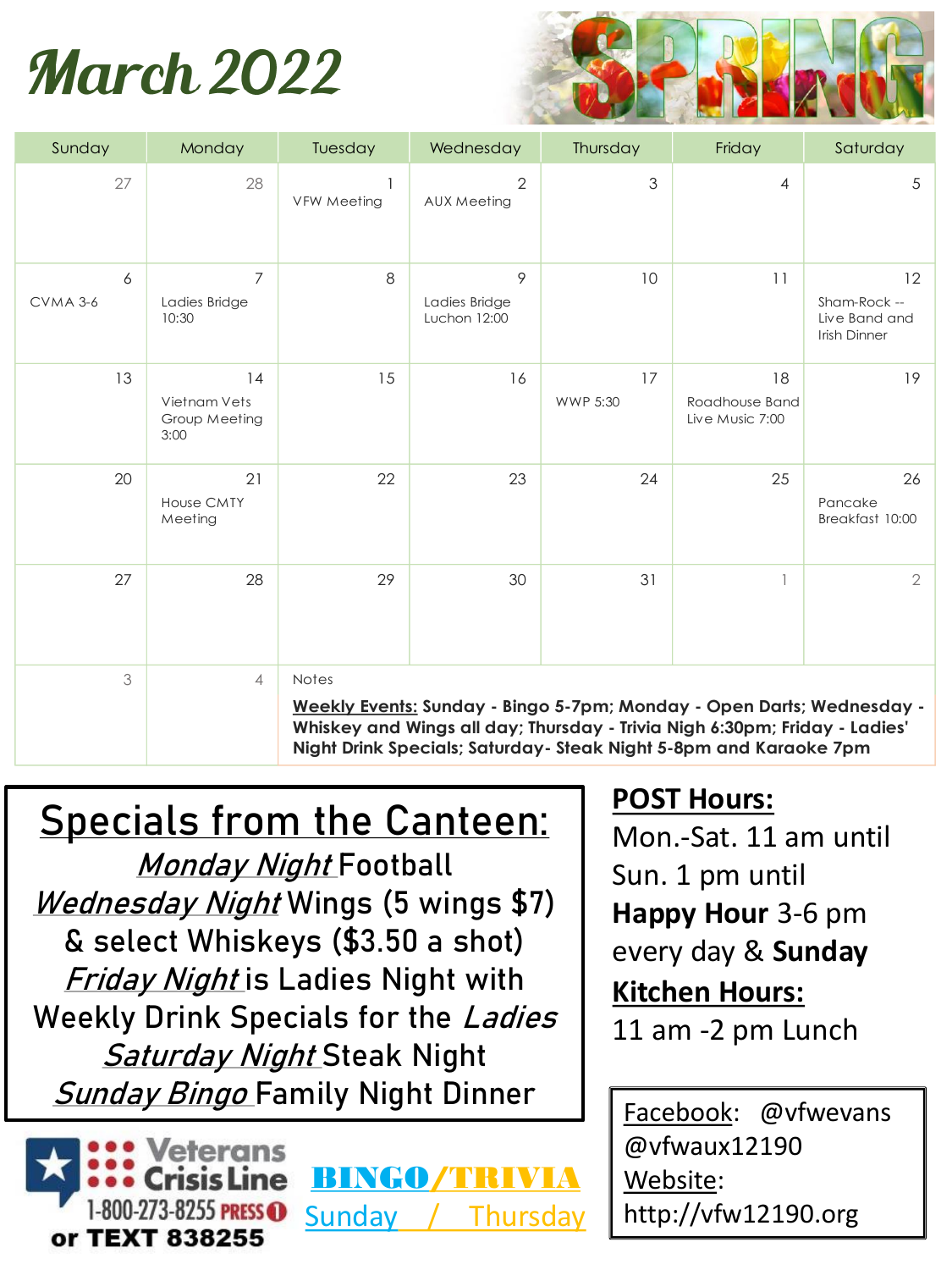# March 2022

SPRING

| Sunday | Monday | Tuesday | Wednesday | Thursday | Friday | Saturday |
|---|---|---|---|---|---|---|
| 27 | 28 | 1 VFW Meeting | 2 AUX Meeting | 3 | 4 | 5 |
| 6 CVMA 3-6 | 7 Ladies Bridge 10:30 | 8 | 9 Ladies Bridge Luchon 12:00 | 10 | 11 | 12 Sham-Rock -- Live Band and Irish Dinner |
| 13 | 14 Vietnam Vets Group Meeting 3:00 | 15 | 16 | 17 WWP 5:30 | 18 Roadhouse Band Live Music 7:00 | 19 |
| 20 | 21 House CMTY Meeting | 22 | 23 | 24 | 25 | 26 Pancake Breakfast 10:00 |
| 27 | 28 | 29 | 30 | 31 | 1 | 2 |
| 3 | 4 | Notes | | | | |

Notes

**Weekly Events: Sunday - Bingo 5-7pm; Monday - Open Darts; Wednesday - Whiskey and Wings all day; Thursday - Trivia Nigh 6:30pm; Friday - Ladies' Night Drink Specials; Saturday- Steak Night 5-8pm and Karaoke 7pm**

## Specials from the Canteen:

*Monday Night* Football

*Wednesday Night* Wings (5 wings $7) & select Whiskeys ($3.50 a shot)

*Friday Night* is Ladies Night with Weekly Drink Specials for the *Ladies*

*Saturday Night* Steak Night

*Sunday Bingo* Family Night Dinner

**POST Hours:**

Mon.-Sat. 11 am until

Sun. 1 pm until

**Happy Hour** 3-6 pm every day & **Sunday**

**Kitchen Hours:**

11 am -2 pm Lunch

Veterans Crisis Line 1-800-273-8255 PRESS 1 or TEXT 838255

BINGO/TRIVIA

Sunday / Thursday

Facebook: @vfwevans @vfwaux12190

Website: http://vfw12190.org